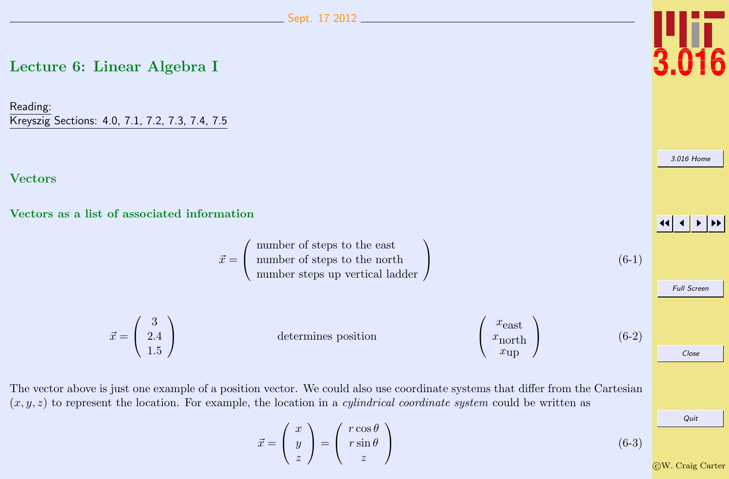# Lecture 6: Linear Algebra I

Reading:
Kreyszig Sections: 4.0, 7.1, 7.2, 7.3, 7.4, 7.5

## Vectors

### Vectors as a list of associated information

$$\vec{x} = \begin{pmatrix} \text{number of steps to the east} \\ \text{number of steps to the north} \\ \text{number steps up vertical ladder} \end{pmatrix} \tag{6-1}$$

$$\vec{x} = \begin{pmatrix} 3 \\ 2.4 \\ 1.5 \end{pmatrix} \qquad \text{determines position} \qquad \begin{pmatrix} x_{\text{east}} \\ x_{\text{north}} \\ x_{\text{up}} \end{pmatrix} \tag{6-2}$$

The vector above is just one example of a position vector. We could also use coordinate systems that differ from the Cartesian $(x, y, z)$ to represent the location. For example, the location in a *cylindrical coordinate system* could be written as

$$\vec{x} = \begin{pmatrix} x \\ y \\ z \end{pmatrix} = \begin{pmatrix} r\cos\theta \\ r\sin\theta \\ z \end{pmatrix} \tag{6-3}$$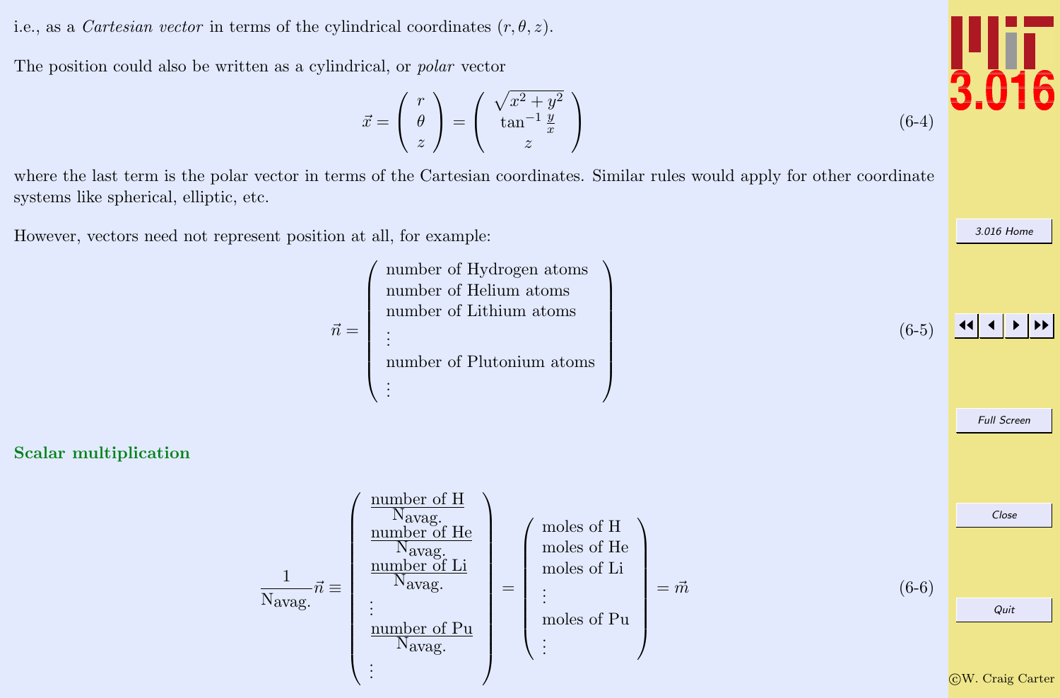i.e., as a *Cartesian vector* in terms of the cylindrical coordinates $(r, \theta, z)$.

The position could also be written as a cylindrical, or *polar* vector

$$\vec{x} = \begin{pmatrix} r \\ \theta \\ z \end{pmatrix} = \begin{pmatrix} \sqrt{x^2 + y^2} \\ \tan^{-1} \frac{y}{x} \\ z \end{pmatrix} \tag{6-4}$$

where the last term is the polar vector in terms of the Cartesian coordinates. Similar rules would apply for other coordinate systems like spherical, elliptic, etc.

However, vectors need not represent position at all, for example:

$$\vec{n} = \begin{pmatrix} \text{number of Hydrogen atoms} \\ \text{number of Helium atoms} \\ \text{number of Lithium atoms} \\ \vdots \\ \text{number of Plutonium atoms} \\ \vdots \end{pmatrix} \tag{6-5}$$

**Scalar multiplication**

$$\frac{1}{\mathrm{N}_{\mathrm{avag.}}} \vec{n} \equiv \begin{pmatrix} \frac{\text{number of H}}{\mathrm{N}_{\mathrm{avag.}}} \\ \frac{\text{number of He}}{\mathrm{N}_{\mathrm{avag.}}} \\ \frac{\text{number of Li}}{\mathrm{N}_{\mathrm{avag.}}} \\ \vdots \\ \frac{\text{number of Pu}}{\mathrm{N}_{\mathrm{avag.}}} \\ \vdots \end{pmatrix} = \begin{pmatrix} \text{moles of H} \\ \text{moles of He} \\ \text{moles of Li} \\ \vdots \\ \text{moles of Pu} \\ \vdots \end{pmatrix} = \vec{m} \tag{6-6}$$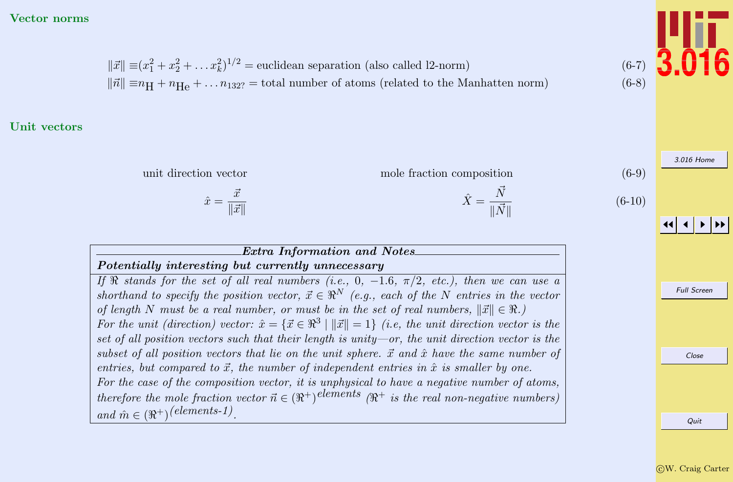## Vector norms

$$\|\vec{x}\| \equiv (x_1^2 + x_2^2 + \ldots x_k^2)^{1/2} = \text{euclidean separation (also called l2-norm)} \tag{6-7}$$

$$\|\vec{n}\| \equiv n_{\mathrm{H}} + n_{\mathrm{He}} + \ldots n_{132?} = \text{total number of atoms (related to the Manhatten norm)} \tag{6-8}$$

## Unit vectors

| unit direction vector | mole fraction composition | (6-9) |
|---|---|---|
| $\hat{x} = \dfrac{\vec{x}}{\|\vec{x}\|}$ | $\hat{X} = \dfrac{\vec{N}}{\|\vec{N}\|}$ | (6-10) |

---

***Extra Information and Notes***

***Potentially interesting but currently unnecessary***

*If $\Re$ stands for the set of all real numbers (i.e., 0, −1.6, π/2, etc.), then we can use a shorthand to specify the position vector, $\vec{x} \in \Re^N$ (e.g., each of the N entries in the vector of length N must be a real number, or must be in the set of real numbers, $\|\vec{x}\| \in \Re$.)*

*For the unit (direction) vector: $\hat{x} = \{\vec{x} \in \Re^3 \mid \|\vec{x}\| = 1\}$ (i.e, the unit direction vector is the set of all position vectors such that their length is unity—or, the unit direction vector is the subset of all position vectors that lie on the unit sphere. $\vec{x}$ and $\hat{x}$ have the same number of entries, but compared to $\vec{x}$, the number of independent entries in $\hat{x}$ is smaller by one.*

*For the case of the composition vector, it is unphysical to have a negative number of atoms, therefore the mole fraction vector $\vec{n} \in (\Re^+)^{elements}$ ($\Re^+$ is the real non-negative numbers) and $\hat{m} \in (\Re^+)^{(elements\text{-}1)}$.*

---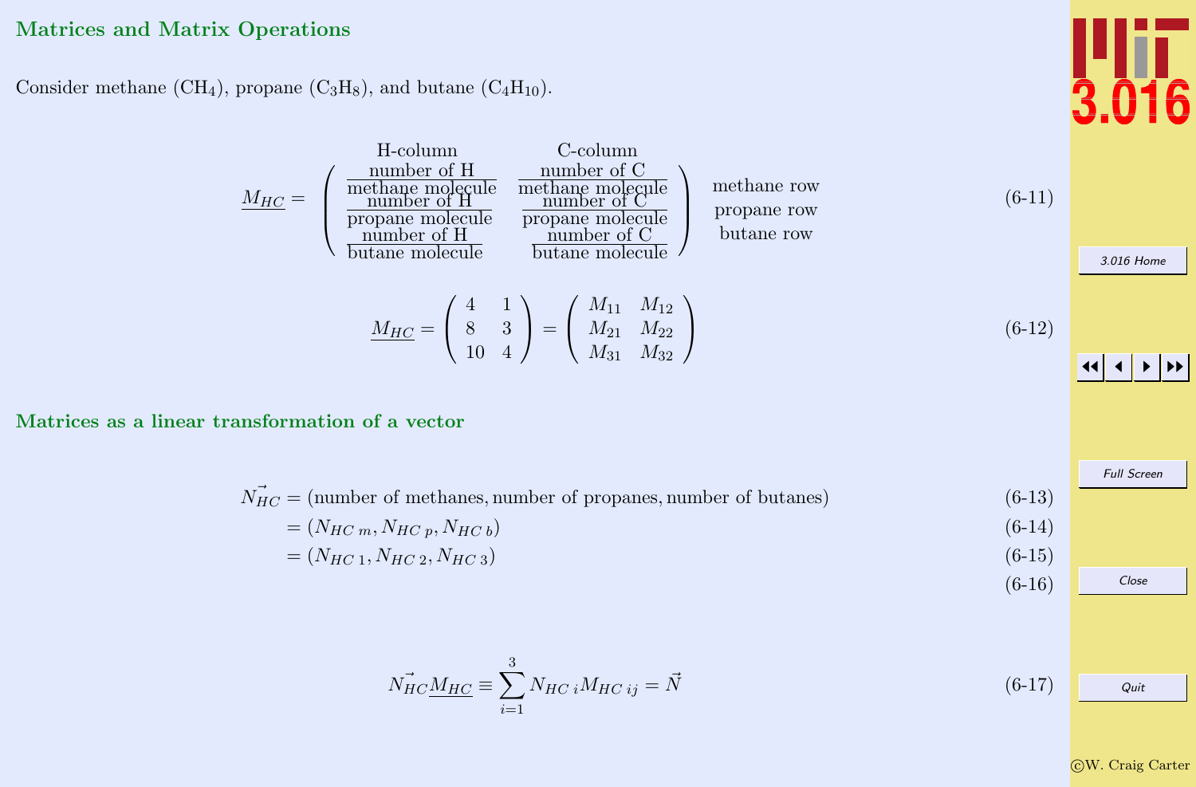## Matrices and Matrix Operations

Consider methane ($CH_4$), propane ($C_3H_8$), and butane ($C_4H_{10}$).

$$\underline{M_{HC}} = \begin{pmatrix} \text{H-column} & \text{C-column} \\ \frac{\text{number of H}}{\text{methane molecule}} & \frac{\text{number of C}}{\text{methane molecule}} \\ \frac{\text{number of H}}{\text{propane molecule}} & \frac{\text{number of C}}{\text{propane molecule}} \\ \frac{\text{number of H}}{\text{butane molecule}} & \frac{\text{number of C}}{\text{butane molecule}} \end{pmatrix} \begin{matrix} \\ \text{methane row} \\ \text{propane row} \\ \text{butane row} \end{matrix} \tag{6-11}$$

$$\underline{M_{HC}} = \begin{pmatrix} 4 & 1 \\ 8 & 3 \\ 10 & 4 \end{pmatrix} = \begin{pmatrix} M_{11} & M_{12} \\ M_{21} & M_{22} \\ M_{31} & M_{32} \end{pmatrix} \tag{6-12}$$

## Matrices as a linear transformation of a vector

$$\vec{N_{HC}} = (\text{number of methanes}, \text{number of propanes}, \text{number of butanes}) \tag{6-13}$$

$$= (N_{HC\ m}, N_{HC\ p}, N_{HC\ b}) \tag{6-14}$$

$$= (N_{HC\ 1}, N_{HC\ 2}, N_{HC\ 3}) \tag{6-15}$$

$$\tag{6-16}$$

$$\vec{N_{HC}}\underline{M_{HC}} \equiv \sum_{i=1}^{3} N_{HC\ i} M_{HC\ ij} = \vec{N} \tag{6-17}$$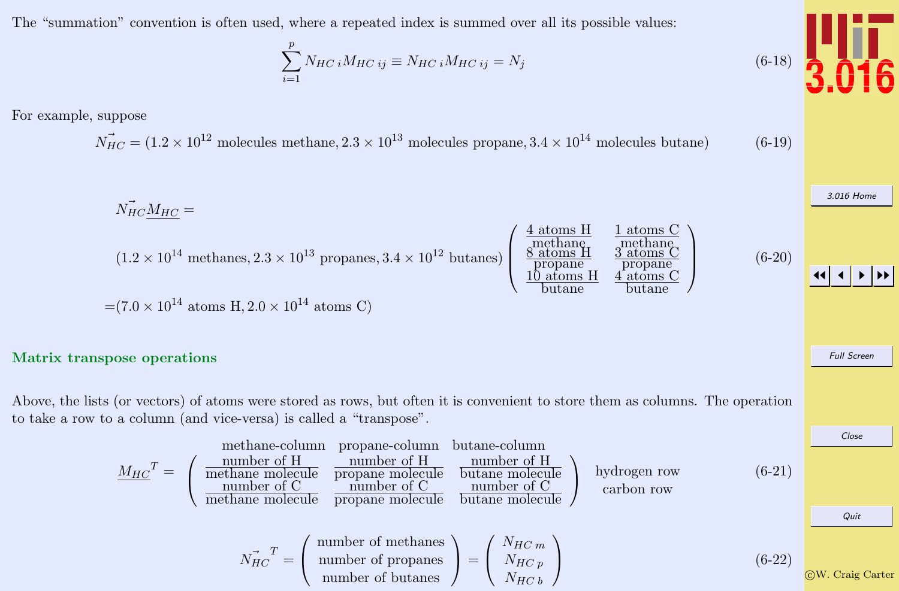The "summation" convention is often used, where a repeated index is summed over all its possible values:

$$\sum_{i=1}^{p} N_{HC\;i} M_{HC\;ij} \equiv N_{HC\;i} M_{HC\;ij} = N_j \tag{6-18}$$

For example, suppose

$$\vec{N_{HC}} = (1.2 \times 10^{12} \text{ molecules methane}, 2.3 \times 10^{13} \text{ molecules propane}, 3.4 \times 10^{14} \text{ molecules butane}) \tag{6-19}$$

$$\begin{aligned}
&\vec{N_{HC}}\underline{M_{HC}} = \\
&(1.2 \times 10^{14} \text{ methanes}, 2.3 \times 10^{13} \text{ propanes}, 3.4 \times 10^{12} \text{ butanes}) \begin{pmatrix} \frac{4 \text{ atoms H}}{\text{methane}} & \frac{1 \text{ atoms C}}{\text{methane}} \\ \frac{8 \text{ atoms H}}{\text{propane}} & \frac{3 \text{ atoms C}}{\text{propane}} \\ \frac{10 \text{ atoms H}}{\text{butane}} & \frac{4 \text{ atoms C}}{\text{butane}} \end{pmatrix} \\
=&(7.0 \times 10^{14} \text{ atoms H}, 2.0 \times 10^{14} \text{ atoms C})
\end{aligned} \tag{6-20}$$

### Matrix transpose operations

Above, the lists (or vectors) of atoms were stored as rows, but often it is convenient to store them as columns. The operation to take a row to a column (and vice-versa) is called a "transpose".

$$\underline{M_{HC}}^T = \begin{array}{c} \begin{matrix} \text{methane-column} & \text{propane-column} & \text{butane-column} \end{matrix} \\ \begin{pmatrix} \frac{\text{number of H}}{\text{methane molecule}} & \frac{\text{number of H}}{\text{propane molecule}} & \frac{\text{number of H}}{\text{butane molecule}} \\ \frac{\text{number of C}}{\text{methane molecule}} & \frac{\text{number of C}}{\text{propane molecule}} & \frac{\text{number of C}}{\text{butane molecule}} \end{pmatrix} \end{array} \begin{array}{c} \text{hydrogen row} \\ \text{carbon row} \end{array} \tag{6-21}$$

$$\vec{N_{HC}}^T = \begin{pmatrix} \text{number of methanes} \\ \text{number of propanes} \\ \text{number of butanes} \end{pmatrix} = \begin{pmatrix} N_{HC\;m} \\ N_{HC\;p} \\ N_{HC\;b} \end{pmatrix} \tag{6-22}$$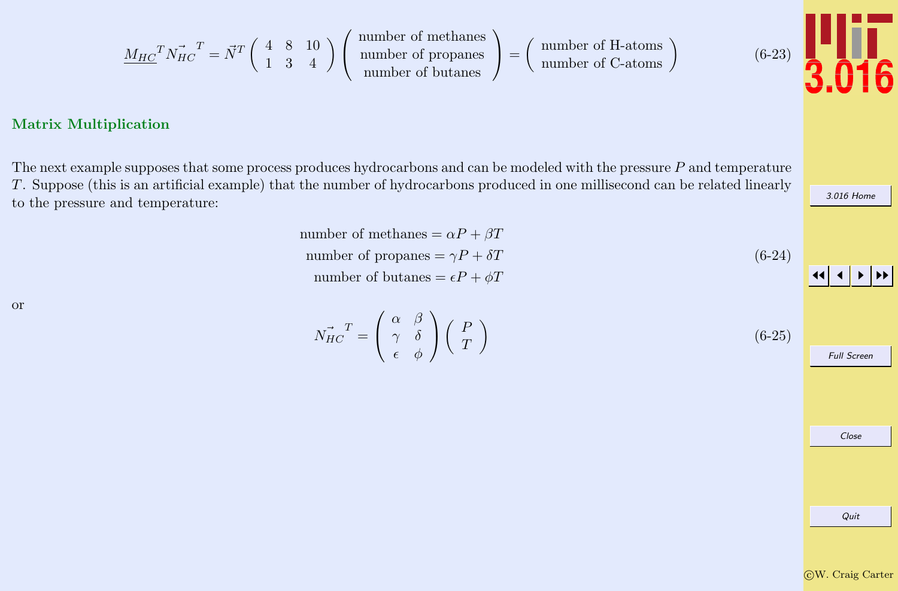$$\underline{M_{HC}}^T \vec{N_{HC}}^T = \vec{N}^T \begin{pmatrix} 4 & 8 & 10 \\ 1 & 3 & 4 \end{pmatrix} \begin{pmatrix} \text{number of methanes} \\ \text{number of propanes} \\ \text{number of butanes} \end{pmatrix} = \begin{pmatrix} \text{number of H-atoms} \\ \text{number of C-atoms} \end{pmatrix} \tag{6-23}$$

### Matrix Multiplication

The next example supposes that some process produces hydrocarbons and can be modeled with the pressure $P$ and temperature $T$. Suppose (this is an artificial example) that the number of hydrocarbons produced in one millisecond can be related linearly to the pressure and temperature:

$$\begin{aligned} \text{number of methanes} &= \alpha P + \beta T \\ \text{number of propanes} &= \gamma P + \delta T \\ \text{number of butanes} &= \epsilon P + \phi T \end{aligned} \tag{6-24}$$

or

$$\vec{N_{HC}}^T = \begin{pmatrix} \alpha & \beta \\ \gamma & \delta \\ \epsilon & \phi \end{pmatrix} \begin{pmatrix} P \\ T \end{pmatrix} \tag{6-25}$$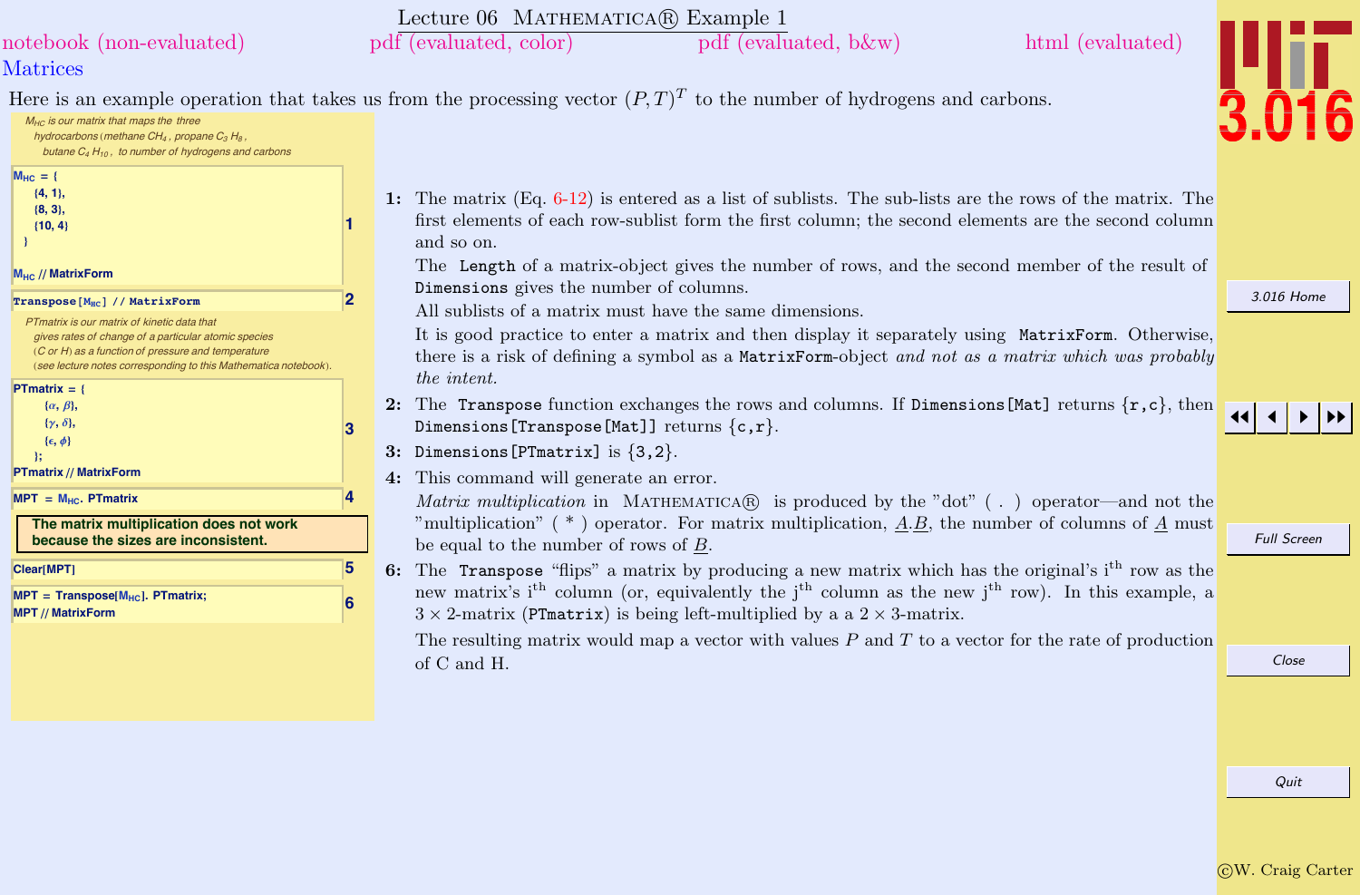# Lecture 06 MATHEMATICA® Example 1

notebook (non-evaluated) pdf (evaluated, color) pdf (evaluated, b&w) html (evaluated)

## Matrices

Here is an example operation that takes us from the processing vector $(P,T)^T$ to the number of hydrogens and carbons.

*$M_{HC}$ is our matrix that maps the three hydrocarbons (methane $CH_4$, propane $C_3H_8$, butane $C_4H_{10}$, to number of hydrogens and carbons*

```
MHC = {
    {4, 1},
    {8, 3},
    {10, 4}
  }

MHC // MatrixForm
```
**1**

```
Transpose[MHC] // MatrixForm
```
**2**

*PTmatrix is our matrix of kinetic data that gives rates of change of a particular atomic species (C or H) as a function of pressure and temperature (see lecture notes corresponding to this Mathematica notebook).*

```
PTmatrix = {
      {α, β},
      {γ, δ},
      {ε, φ}
   };
PTmatrix // MatrixForm
```
**3**

```
MPT = MHC. PTmatrix
```
**4**

> The matrix multiplication does not work because the sizes are inconsistent.

```
Clear[MPT]
```
**5**

```
MPT = Transpose[MHC]. PTmatrix;
MPT // MatrixForm
```
**6**

**1:** The matrix (Eq. 6-12) is entered as a list of sublists. The sub-lists are the rows of the matrix. The first elements of each row-sublist form the first column; the second elements are the second column and so on.

The `Length` of a matrix-object gives the number of rows, and the second member of the result of `Dimensions` gives the number of columns.

All sublists of a matrix must have the same dimensions.

It is good practice to enter a matrix and then display it separately using `MatrixForm`. Otherwise, there is a risk of defining a symbol as a `MatrixForm`-object *and not as a matrix which was probably the intent.*

**2:** The `Transpose` function exchanges the rows and columns. If `Dimensions[Mat]` returns `{r,c}`, then `Dimensions[Transpose[Mat]]` returns `{c,r}`.

**3:** `Dimensions[PTmatrix]` is $\{3,2\}$.

**4:** This command will generate an error.

*Matrix multiplication* in MATHEMATICA® is produced by the "dot" ( . ) operator—and not the "multiplication" ( * ) operator. For matrix multiplication, $\underline{A}.\underline{B}$, the number of columns of $\underline{A}$ must be equal to the number of rows of $\underline{B}$.

**6:** The `Transpose` "flips" a matrix by producing a new matrix which has the original's $i^{th}$ row as the new matrix's $i^{th}$ column (or, equivalently the $j^{th}$ column as the new $j^{th}$ row). In this example, a $3 \times 2$-matrix (`PTmatrix`) is being left-multiplied by a a $2 \times 3$-matrix.

The resulting matrix would map a vector with values $P$ and $T$ to a vector for the rate of production of C and H.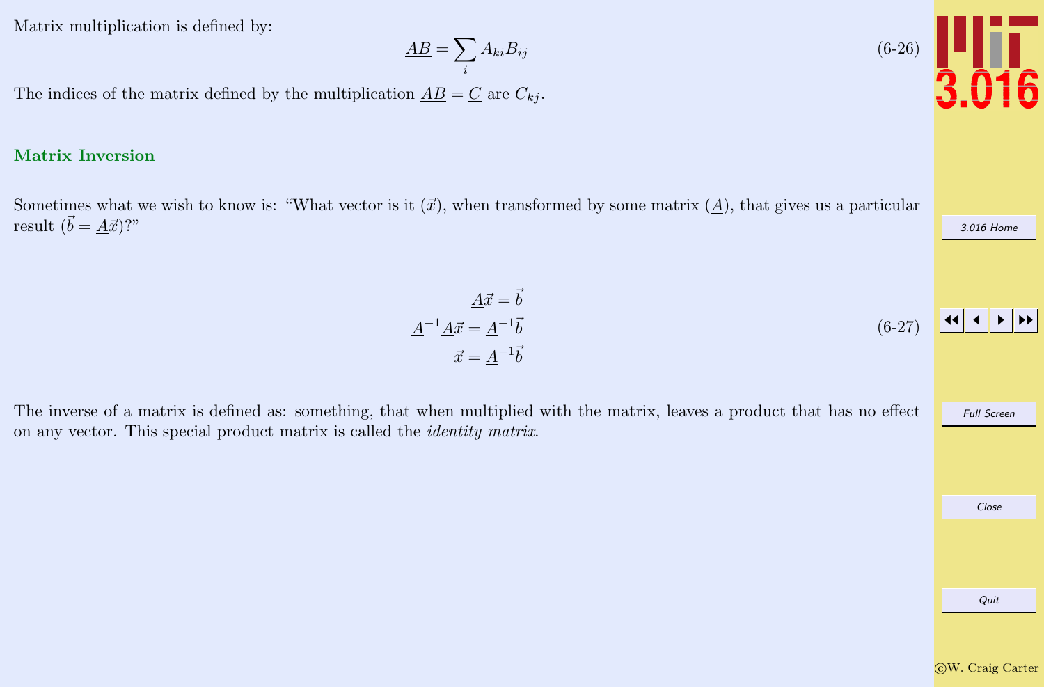Matrix multiplication is defined by:

$$\underline{AB} = \sum_i A_{ki} B_{ij} \tag{6-26}$$

The indices of the matrix defined by the multiplication $\underline{AB} = \underline{C}$ are $C_{kj}$.

### Matrix Inversion

Sometimes what we wish to know is: "What vector is it ($\vec{x}$), when transformed by some matrix ($\underline{A}$), that gives us a particular result ($\vec{b} = \underline{A}\vec{x}$)?"

$$\begin{aligned} \underline{A}\vec{x} &= \vec{b} \\ \underline{A}^{-1}\underline{A}\vec{x} &= \underline{A}^{-1}\vec{b} \\ \vec{x} &= \underline{A}^{-1}\vec{b} \end{aligned} \tag{6-27}$$

The inverse of a matrix is defined as: something, that when multiplied with the matrix, leaves a product that has no effect on any vector. This special product matrix is called the *identity matrix*.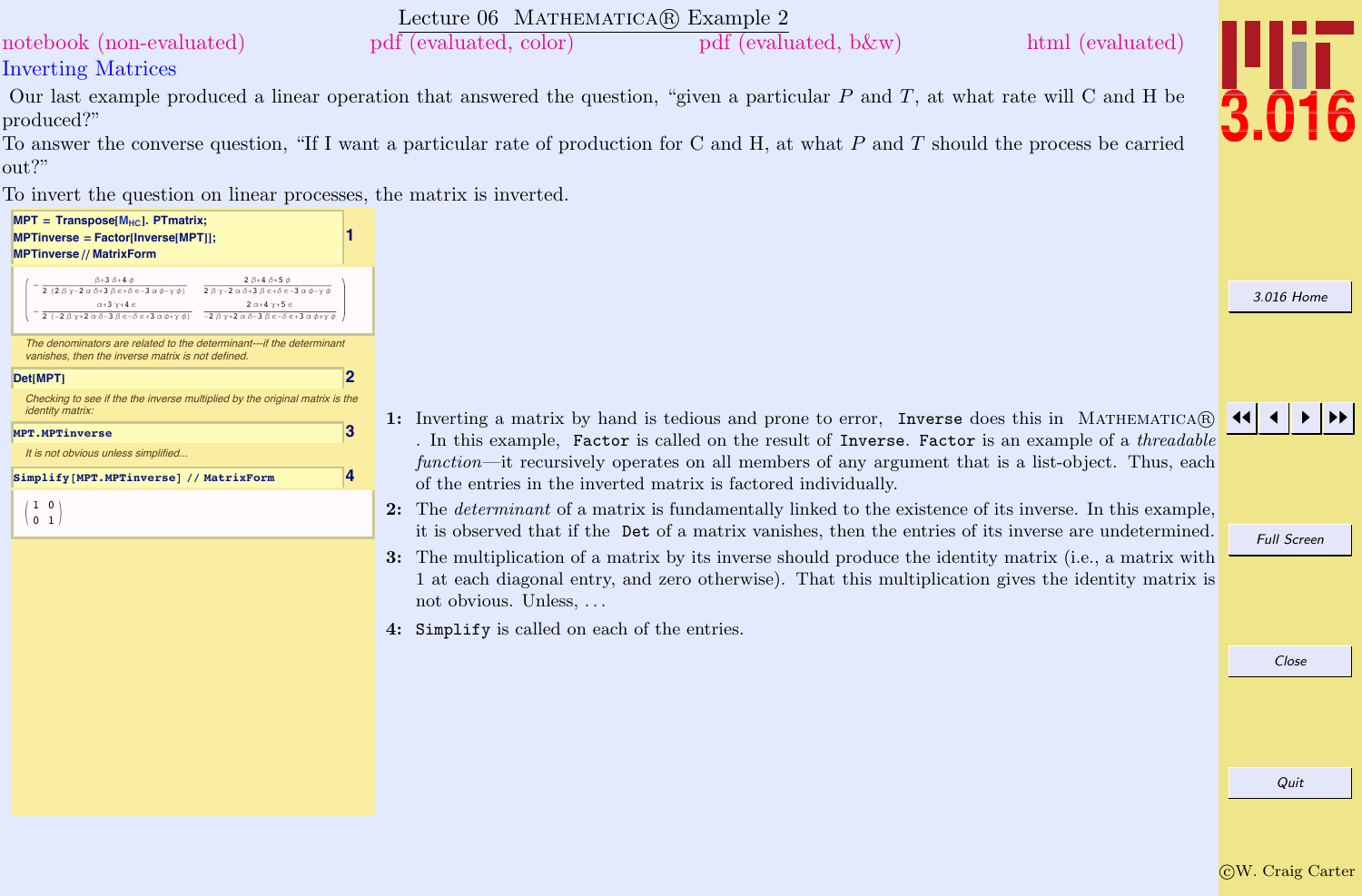# Lecture 06 Mathematica® Example 2

notebook (non-evaluated) pdf (evaluated, color) pdf (evaluated, b&w) html (evaluated)

## Inverting Matrices

Our last example produced a linear operation that answered the question, "given a particular $P$ and $T$, at what rate will C and H be produced?"

To answer the converse question, "If I want a particular rate of production for C and H, at what $P$ and $T$ should the process be carried out?"

To invert the question on linear processes, the matrix is inverted.

```
MPT = Transpose[MHC]. PTmatrix;
MPTinverse = Factor[Inverse[MPT]];
MPTinverse // MatrixForm
```

$$\begin{pmatrix} -\frac{\beta+3\,\delta+4\,\phi}{2\,(2\,\beta\,\gamma-2\,\alpha\,\delta+3\,\beta\,\epsilon+\delta\,\epsilon-3\,\alpha\,\phi-\gamma\,\phi)} & \frac{2\,\beta+4\,\delta+5\,\phi}{2\,\beta\,\gamma-2\,\alpha\,\delta+3\,\beta\,\epsilon+\delta\,\epsilon-3\,\alpha\,\phi-\gamma\,\phi} \\ -\frac{\alpha+3\,\gamma+4\,\epsilon}{2\,(-2\,\beta\,\gamma+2\,\alpha\,\delta-3\,\beta\,\epsilon-\delta\,\epsilon+3\,\alpha\,\phi+\gamma\,\phi)} & \frac{2\,\alpha+4\,\gamma+5\,\epsilon}{-2\,\beta\,\gamma+2\,\alpha\,\delta-3\,\beta\,\epsilon-\delta\,\epsilon+3\,\alpha\,\phi+\gamma\,\phi} \end{pmatrix}$$

*The denominators are related to the determinant---if the determinant vanishes, then the inverse matrix is not defined.*

```
Det[MPT]
```

*Checking to see if the the inverse multiplied by the original matrix is the identity matrix:*

```
MPT.MPTinverse
```

*It is not obvious unless simplified...*

```
Simplify[MPT.MPTinverse] // MatrixForm
```

$$\begin{pmatrix} 1 & 0 \\ 0 & 1 \end{pmatrix}$$

1: Inverting a matrix by hand is tedious and prone to error, `Inverse` does this in Mathematica®. In this example, `Factor` is called on the result of `Inverse`. `Factor` is an example of a *threadable function*—it recursively operates on all members of any argument that is a list-object. Thus, each of the entries in the inverted matrix is factored individually.

2: The *determinant* of a matrix is fundamentally linked to the existence of its inverse. In this example, it is observed that if the `Det` of a matrix vanishes, then the entries of its inverse are undetermined.

3: The multiplication of a matrix by its inverse should produce the identity matrix (i.e., a matrix with 1 at each diagonal entry, and zero otherwise). That this multiplication gives the identity matrix is not obvious. Unless, ...

4: `Simplify` is called on each of the entries.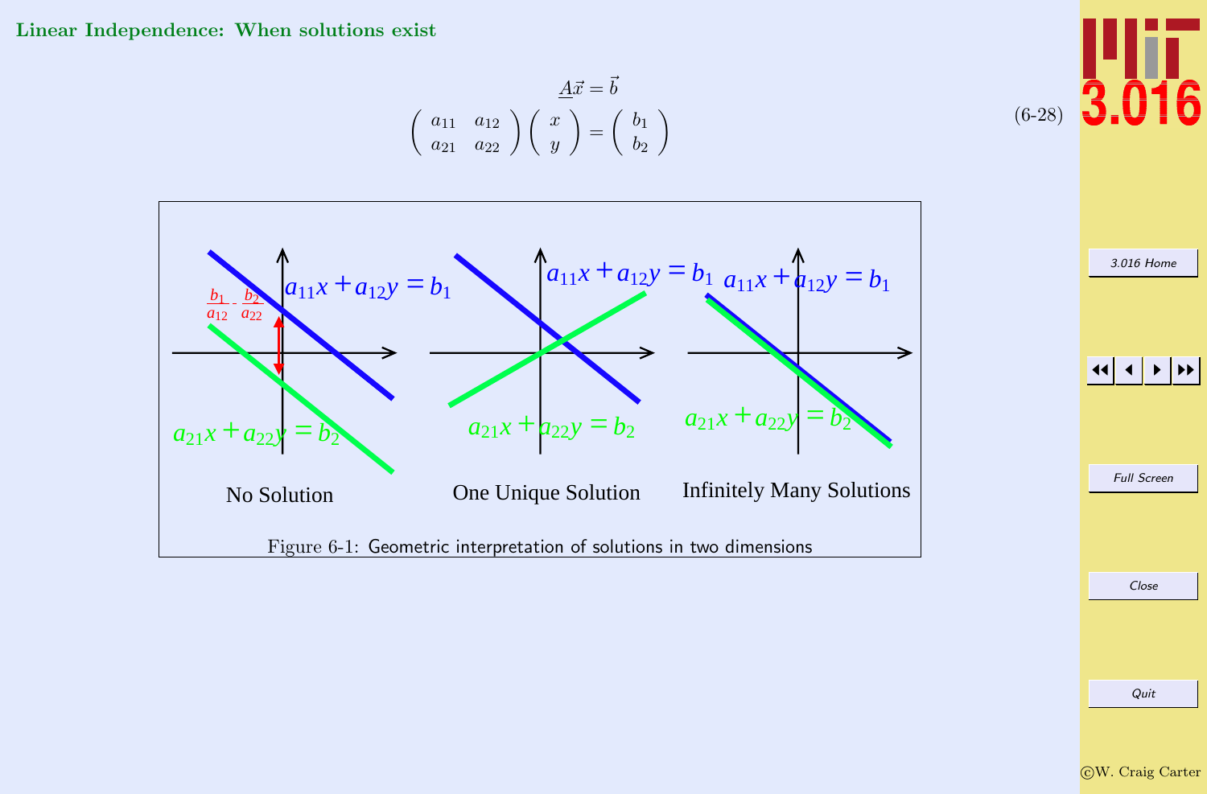## Linear Independence: When solutions exist

$$\underline{A}\vec{x} = \vec{b}$$
$$\begin{pmatrix} a_{11} & a_{12} \\ a_{21} & a_{22} \end{pmatrix} \begin{pmatrix} x \\ y \end{pmatrix} = \begin{pmatrix} b_1 \\ b_2 \end{pmatrix} \tag{6-28}$$

Figure 6-1: Geometric interpretation of solutions in two dimensions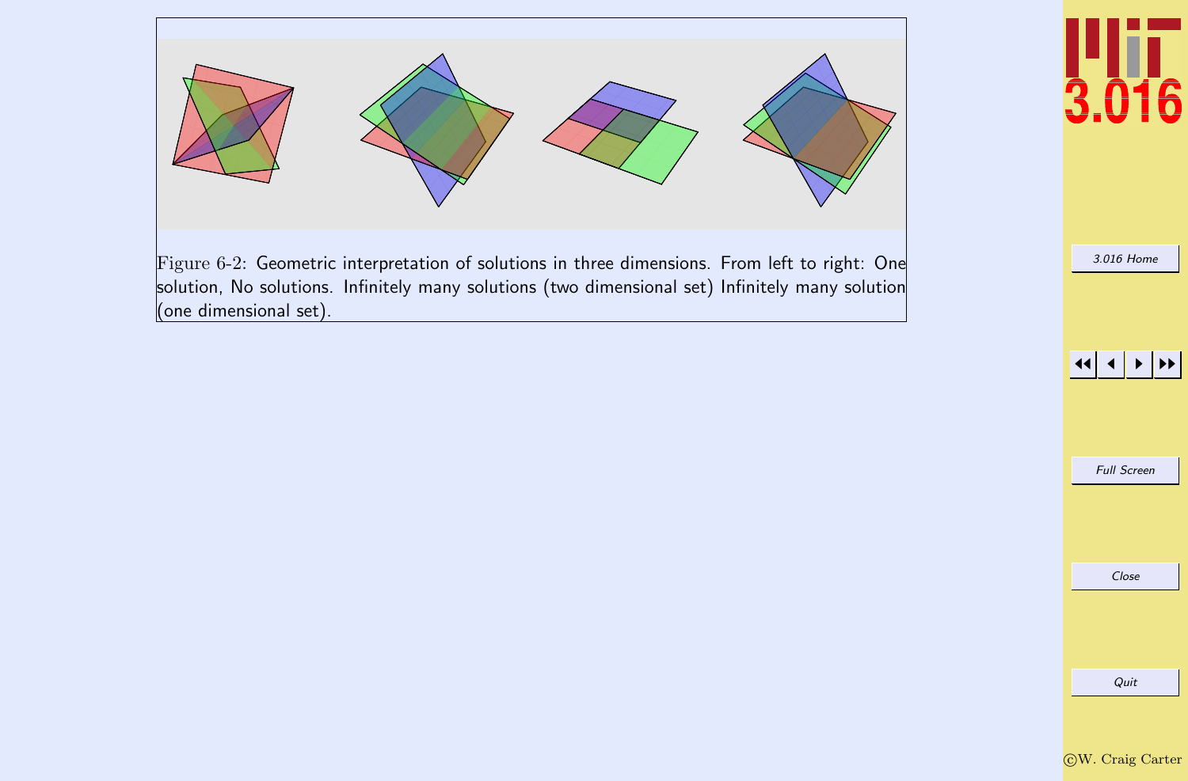Figure 6-2: Geometric interpretation of solutions in three dimensions. From left to right: One solution, No solutions. Infinitely many solutions (two dimensional set) Infinitely many solution (one dimensional set).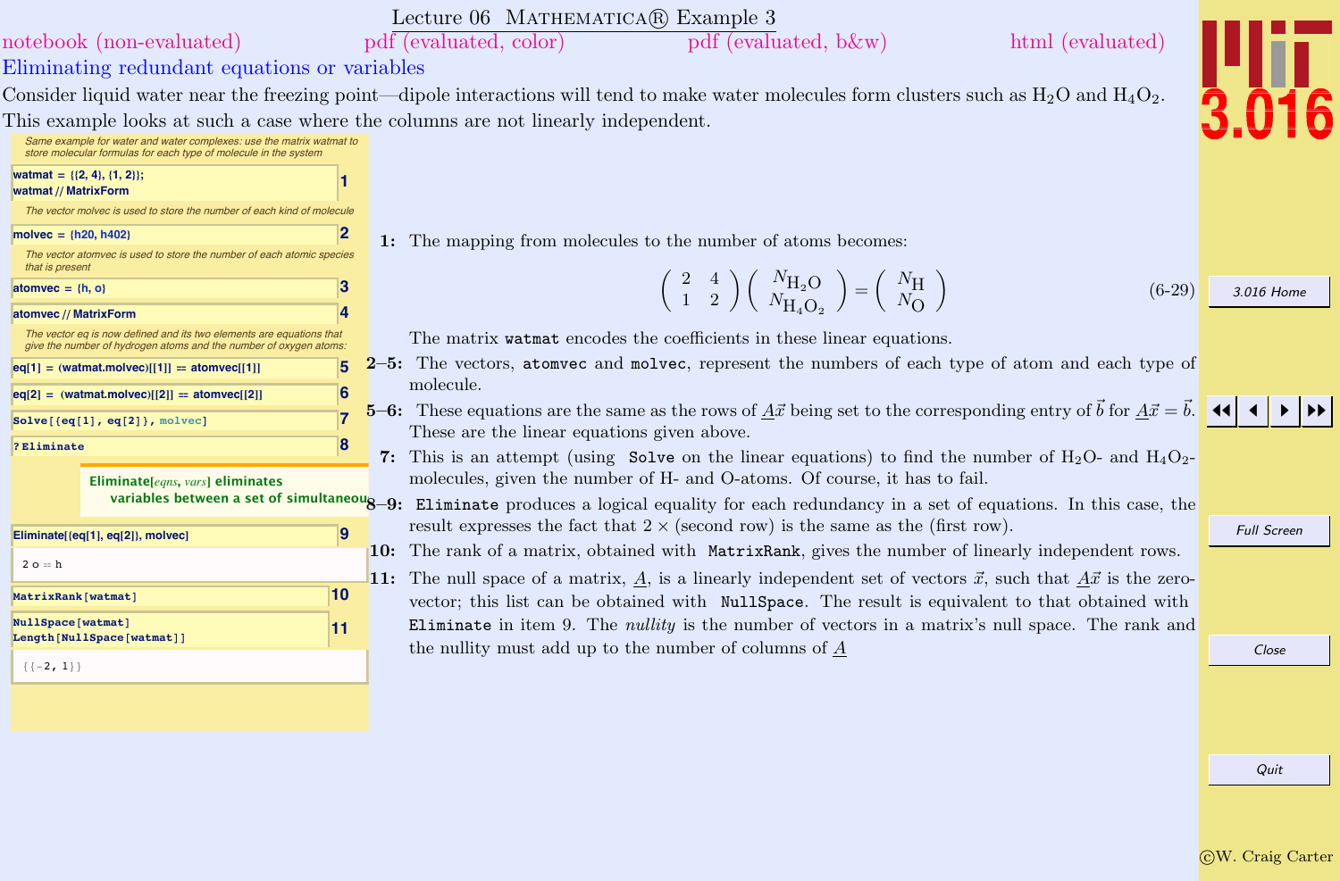# Lecture 06 MATHEMATICA® Example 3

notebook (non-evaluated) pdf (evaluated, color) pdf (evaluated, b&w) html (evaluated)

## Eliminating redundant equations or variables

Consider liquid water near the freezing point—dipole interactions will tend to make water molecules form clusters such as $H_2O$ and $H_4O_2$. This example looks at such a case where the columns are not linearly independent.

*Same example for water and water complexes: use the matrix watmat to store molecular formulas for each type of molecule in the system*

```
watmat = {{2, 4}, {1, 2}};
watmat // MatrixForm
```
(1)

*The vector molvec is used to store the number of each kind of molecule*

```
molvec = {h20, h402}
```
(2)

*The vector atomvec is used to store the number of each atomic species that is present*

```
atomvec = {h, o}
```
(3)

```
atomvec // MatrixForm
```
(4)

*The vector eq is now defined and its two elements are equations that give the number of hydrogen atoms and the number of oxygen atoms:*

```
eq[1] = (watmat.molvec)[[1]] == atomvec[[1]]
```
(5)

```
eq[2] = (watmat.molvec)[[2]] == atomvec[[2]]
```
(6)

```
Solve[{eq[1], eq[2]}, molvec]
```
(7)

```
? Eliminate
```
(8)

Eliminate[*eqns*, *vars*] eliminates variables between a set of simultaneou

```
Eliminate[{eq[1], eq[2]}, molvec]
```
(9)

```
2 o == h
```

```
MatrixRank[watmat]
```
(10)

```
NullSpace[watmat]
Length[NullSpace[watmat]]
```
(11)

```
{{-2, 1}}
```

**1:** The mapping from molecules to the number of atoms becomes:

$$\begin{pmatrix} 2 & 4 \\ 1 & 2 \end{pmatrix} \begin{pmatrix} N_{H_2O} \\ N_{H_4O_2} \end{pmatrix} = \begin{pmatrix} N_H \\ N_O \end{pmatrix} \tag{6-29}$$

The matrix `watmat` encodes the coefficients in these linear equations.

**2–5:** The vectors, `atomvec` and `molvec`, represent the numbers of each type of atom and each type of molecule.

**5–6:** These equations are the same as the rows of $\underline{A}\vec{x}$ being set to the corresponding entry of $\vec{b}$ for $\underline{A}\vec{x} = \vec{b}$. These are the linear equations given above.

**7:** This is an attempt (using `Solve` on the linear equations) to find the number of $H_2O$- and $H_4O_2$-molecules, given the number of H- and O-atoms. Of course, it has to fail.

**8–9:** `Eliminate` produces a logical equality for each redundancy in a set of equations. In this case, the result expresses the fact that 2 × (second row) is the same as the (first row).

**10:** The rank of a matrix, obtained with `MatrixRank`, gives the number of linearly independent rows.

**11:** The null space of a matrix, $\underline{A}$, is a linearly independent set of vectors $\vec{x}$, such that $\underline{A}\vec{x}$ is the zero-vector; this list can be obtained with `NullSpace`. The result is equivalent to that obtained with `Eliminate` in item 9. The *nullity* is the number of vectors in a matrix's null space. The rank and the nullity must add up to the number of columns of $\underline{A}$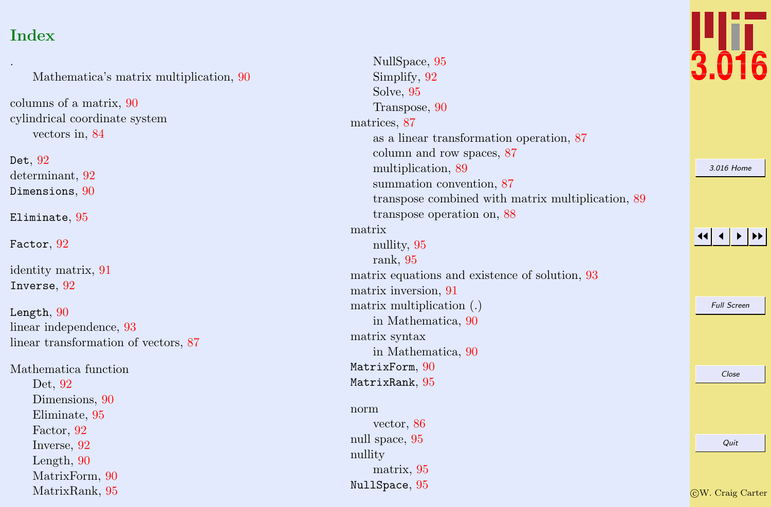## Index

.

  Mathematica's matrix multiplication, 90

columns of a matrix, 90

cylindrical coordinate system

  vectors in, 84

`Det`, 92

determinant, 92

`Dimensions`, 90

`Eliminate`, 95

`Factor`, 92

identity matrix, 91

`Inverse`, 92

`Length`, 90

linear independence, 93

linear transformation of vectors, 87

Mathematica function

  Det, 92

  Dimensions, 90

  Eliminate, 95

  Factor, 92

  Inverse, 92

  Length, 90

  MatrixForm, 90

  MatrixRank, 95

  NullSpace, 95

  Simplify, 92

  Solve, 95

  Transpose, 90

matrices, 87

  as a linear transformation operation, 87

  column and row spaces, 87

  multiplication, 89

  summation convention, 87

  transpose combined with matrix multiplication, 89

  transpose operation on, 88

matrix

  nullity, 95

  rank, 95

matrix equations and existence of solution, 93

matrix inversion, 91

matrix multiplication (.)

  in Mathematica, 90

matrix syntax

  in Mathematica, 90

`MatrixForm`, 90

`MatrixRank`, 95

norm

  vector, 86

null space, 95

nullity

  matrix, 95

`NullSpace`, 95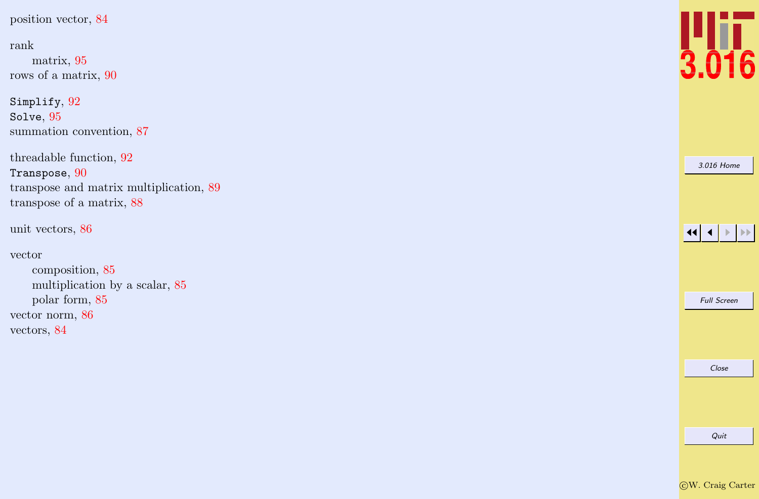position vector, 84

rank
    matrix, 95
rows of a matrix, 90

`Simplify`, 92
`Solve`, 95
summation convention, 87

threadable function, 92
`Transpose`, 90
transpose and matrix multiplication, 89
transpose of a matrix, 88

unit vectors, 86

vector
    composition, 85
    multiplication by a scalar, 85
    polar form, 85
vector norm, 86
vectors, 84